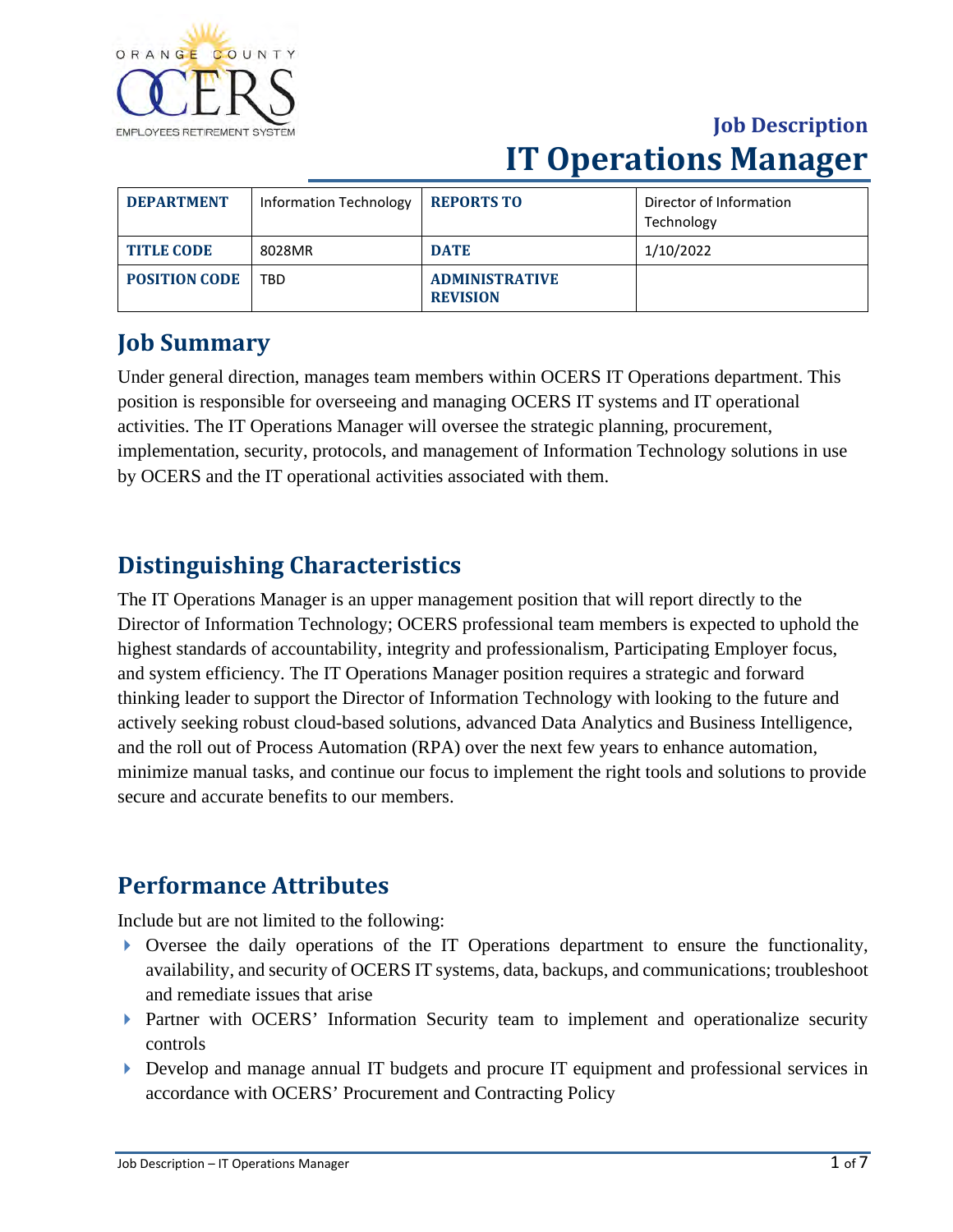# Job Description

# IT Operations Manager

| DEPARTMENT | Information Technology | REPORTS TO | Director of Information Technology |
|---|---|---|---|
| TITLE CODE | 8028MR | DATE | 1/10/2022 |
| POSITION CODE | TBD | ADMINISTRATIVE REVISION | |

## Job Summary

Under general direction, manages team members within OCERS IT Operations department. This position is responsible for overseeing and managing OCERS IT systems and IT operational activities. The IT Operations Manager will oversee the strategic planning, procurement, implementation, security, protocols, and management of Information Technology solutions in use by OCERS and the IT operational activities associated with them.

## Distinguishing Characteristics

The IT Operations Manager is an upper management position that will report directly to the Director of Information Technology; OCERS professional team members is expected to uphold the highest standards of accountability, integrity and professionalism, Participating Employer focus, and system efficiency. The IT Operations Manager position requires a strategic and forward thinking leader to support the Director of Information Technology with looking to the future and actively seeking robust cloud-based solutions, advanced Data Analytics and Business Intelligence, and the roll out of Process Automation (RPA) over the next few years to enhance automation, minimize manual tasks, and continue our focus to implement the right tools and solutions to provide secure and accurate benefits to our members.

## Performance Attributes

Include but are not limited to the following:

- Oversee the daily operations of the IT Operations department to ensure the functionality, availability, and security of OCERS IT systems, data, backups, and communications; troubleshoot and remediate issues that arise
- Partner with OCERS' Information Security team to implement and operationalize security controls
- Develop and manage annual IT budgets and procure IT equipment and professional services in accordance with OCERS' Procurement and Contracting Policy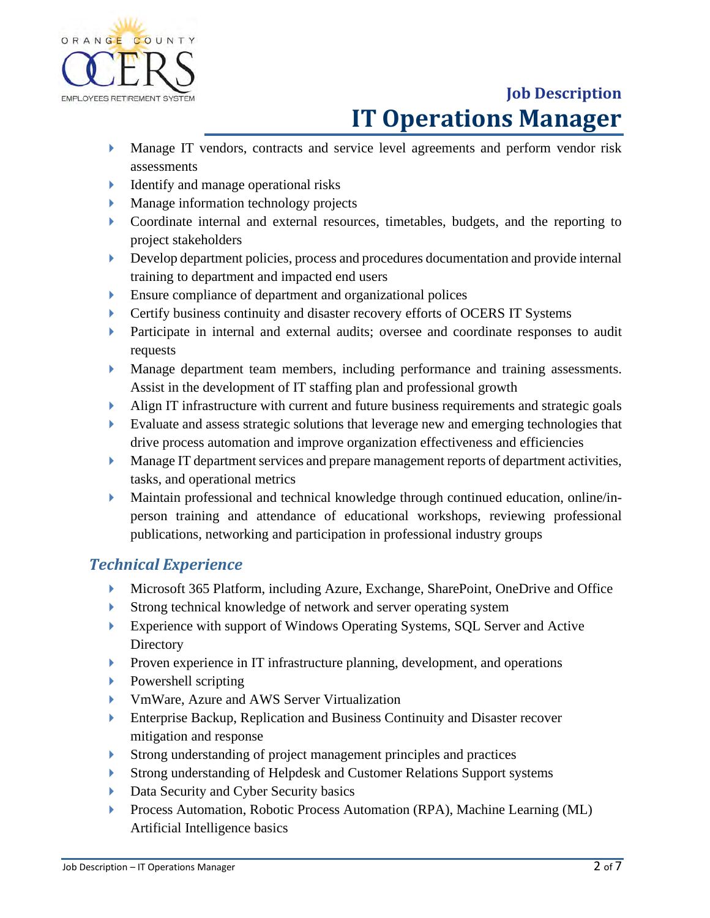- Manage IT vendors, contracts and service level agreements and perform vendor risk assessments
- Identify and manage operational risks
- Manage information technology projects
- Coordinate internal and external resources, timetables, budgets, and the reporting to project stakeholders
- Develop department policies, process and procedures documentation and provide internal training to department and impacted end users
- Ensure compliance of department and organizational polices
- Certify business continuity and disaster recovery efforts of OCERS IT Systems
- Participate in internal and external audits; oversee and coordinate responses to audit requests
- Manage department team members, including performance and training assessments. Assist in the development of IT staffing plan and professional growth
- Align IT infrastructure with current and future business requirements and strategic goals
- Evaluate and assess strategic solutions that leverage new and emerging technologies that drive process automation and improve organization effectiveness and efficiencies
- Manage IT department services and prepare management reports of department activities, tasks, and operational metrics
- Maintain professional and technical knowledge through continued education, online/in-person training and attendance of educational workshops, reviewing professional publications, networking and participation in professional industry groups

## *Technical Experience*

- Microsoft 365 Platform, including Azure, Exchange, SharePoint, OneDrive and Office
- Strong technical knowledge of network and server operating system
- Experience with support of Windows Operating Systems, SQL Server and Active Directory
- Proven experience in IT infrastructure planning, development, and operations
- Powershell scripting
- VmWare, Azure and AWS Server Virtualization
- Enterprise Backup, Replication and Business Continuity and Disaster recover mitigation and response
- Strong understanding of project management principles and practices
- Strong understanding of Helpdesk and Customer Relations Support systems
- Data Security and Cyber Security basics
- Process Automation, Robotic Process Automation (RPA), Machine Learning (ML) Artificial Intelligence basics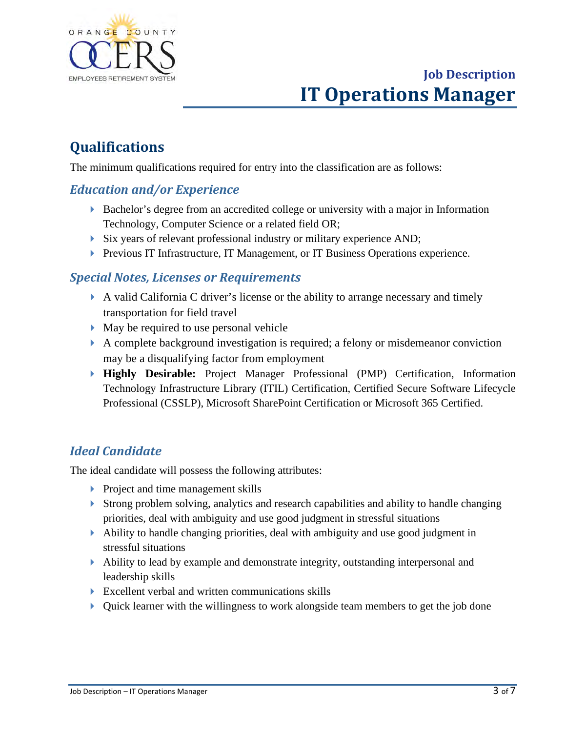# Job Description
# IT Operations Manager

## Qualifications

The minimum qualifications required for entry into the classification are as follows:

### *Education and/or Experience*

- Bachelor's degree from an accredited college or university with a major in Information Technology, Computer Science or a related field OR;
- Six years of relevant professional industry or military experience AND;
- Previous IT Infrastructure, IT Management, or IT Business Operations experience.

### *Special Notes, Licenses or Requirements*

- A valid California C driver's license or the ability to arrange necessary and timely transportation for field travel
- May be required to use personal vehicle
- A complete background investigation is required; a felony or misdemeanor conviction may be a disqualifying factor from employment
- **Highly Desirable:** Project Manager Professional (PMP) Certification, Information Technology Infrastructure Library (ITIL) Certification, Certified Secure Software Lifecycle Professional (CSSLP), Microsoft SharePoint Certification or Microsoft 365 Certified.

### *Ideal Candidate*

The ideal candidate will possess the following attributes:

- Project and time management skills
- Strong problem solving, analytics and research capabilities and ability to handle changing priorities, deal with ambiguity and use good judgment in stressful situations
- Ability to handle changing priorities, deal with ambiguity and use good judgment in stressful situations
- Ability to lead by example and demonstrate integrity, outstanding interpersonal and leadership skills
- Excellent verbal and written communications skills
- Quick learner with the willingness to work alongside team members to get the job done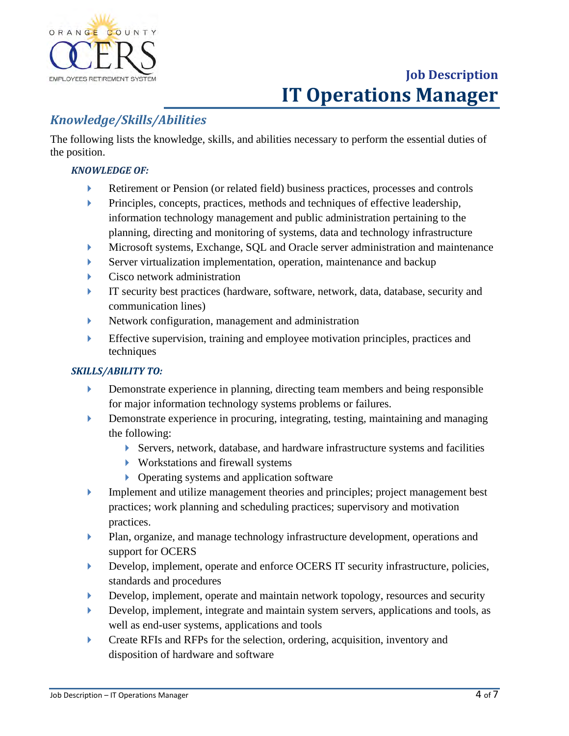## *Knowledge/Skills/Abilities*

The following lists the knowledge, skills, and abilities necessary to perform the essential duties of the position.

***KNOWLEDGE OF:***

- Retirement or Pension (or related field) business practices, processes and controls
- Principles, concepts, practices, methods and techniques of effective leadership, information technology management and public administration pertaining to the planning, directing and monitoring of systems, data and technology infrastructure
- Microsoft systems, Exchange, SQL and Oracle server administration and maintenance
- Server virtualization implementation, operation, maintenance and backup
- Cisco network administration
- IT security best practices (hardware, software, network, data, database, security and communication lines)
- Network configuration, management and administration
- Effective supervision, training and employee motivation principles, practices and techniques

***SKILLS/ABILITY TO:***

- Demonstrate experience in planning, directing team members and being responsible for major information technology systems problems or failures.
- Demonstrate experience in procuring, integrating, testing, maintaining and managing the following:
  - Servers, network, database, and hardware infrastructure systems and facilities
  - Workstations and firewall systems
  - Operating systems and application software
- Implement and utilize management theories and principles; project management best practices; work planning and scheduling practices; supervisory and motivation practices.
- Plan, organize, and manage technology infrastructure development, operations and support for OCERS
- Develop, implement, operate and enforce OCERS IT security infrastructure, policies, standards and procedures
- Develop, implement, operate and maintain network topology, resources and security
- Develop, implement, integrate and maintain system servers, applications and tools, as well as end-user systems, applications and tools
- Create RFIs and RFPs for the selection, ordering, acquisition, inventory and disposition of hardware and software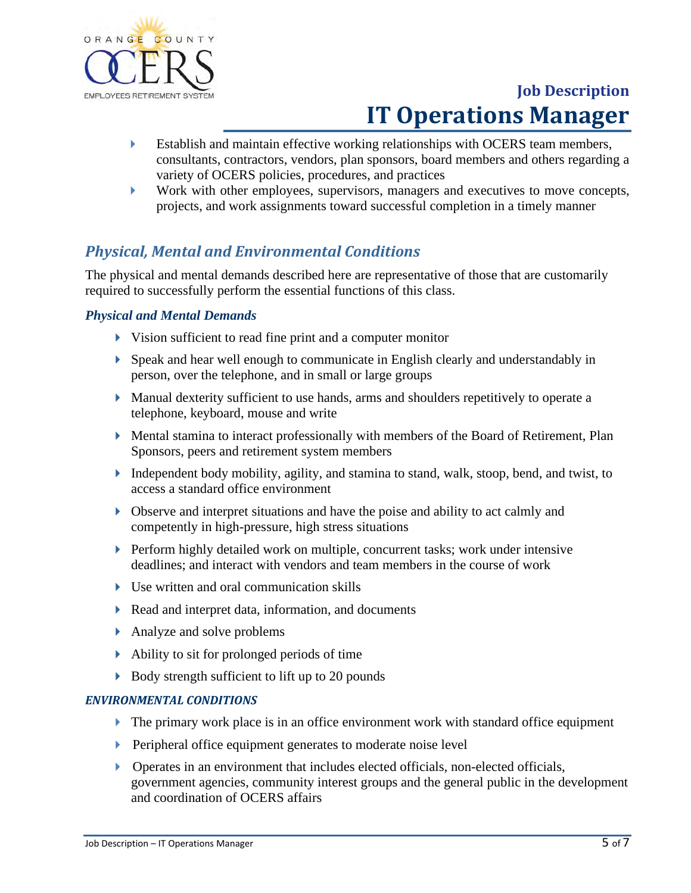- Establish and maintain effective working relationships with OCERS team members, consultants, contractors, vendors, plan sponsors, board members and others regarding a variety of OCERS policies, procedures, and practices
- Work with other employees, supervisors, managers and executives to move concepts, projects, and work assignments toward successful completion in a timely manner

## *Physical, Mental and Environmental Conditions*

The physical and mental demands described here are representative of those that are customarily required to successfully perform the essential functions of this class.

### *Physical and Mental Demands*

- Vision sufficient to read fine print and a computer monitor
- Speak and hear well enough to communicate in English clearly and understandably in person, over the telephone, and in small or large groups
- Manual dexterity sufficient to use hands, arms and shoulders repetitively to operate a telephone, keyboard, mouse and write
- Mental stamina to interact professionally with members of the Board of Retirement, Plan Sponsors, peers and retirement system members
- Independent body mobility, agility, and stamina to stand, walk, stoop, bend, and twist, to access a standard office environment
- Observe and interpret situations and have the poise and ability to act calmly and competently in high-pressure, high stress situations
- Perform highly detailed work on multiple, concurrent tasks; work under intensive deadlines; and interact with vendors and team members in the course of work
- Use written and oral communication skills
- Read and interpret data, information, and documents
- Analyze and solve problems
- Ability to sit for prolonged periods of time
- Body strength sufficient to lift up to 20 pounds

### *ENVIRONMENTAL CONDITIONS*

- The primary work place is in an office environment work with standard office equipment
- Peripheral office equipment generates to moderate noise level
- Operates in an environment that includes elected officials, non-elected officials, government agencies, community interest groups and the general public in the development and coordination of OCERS affairs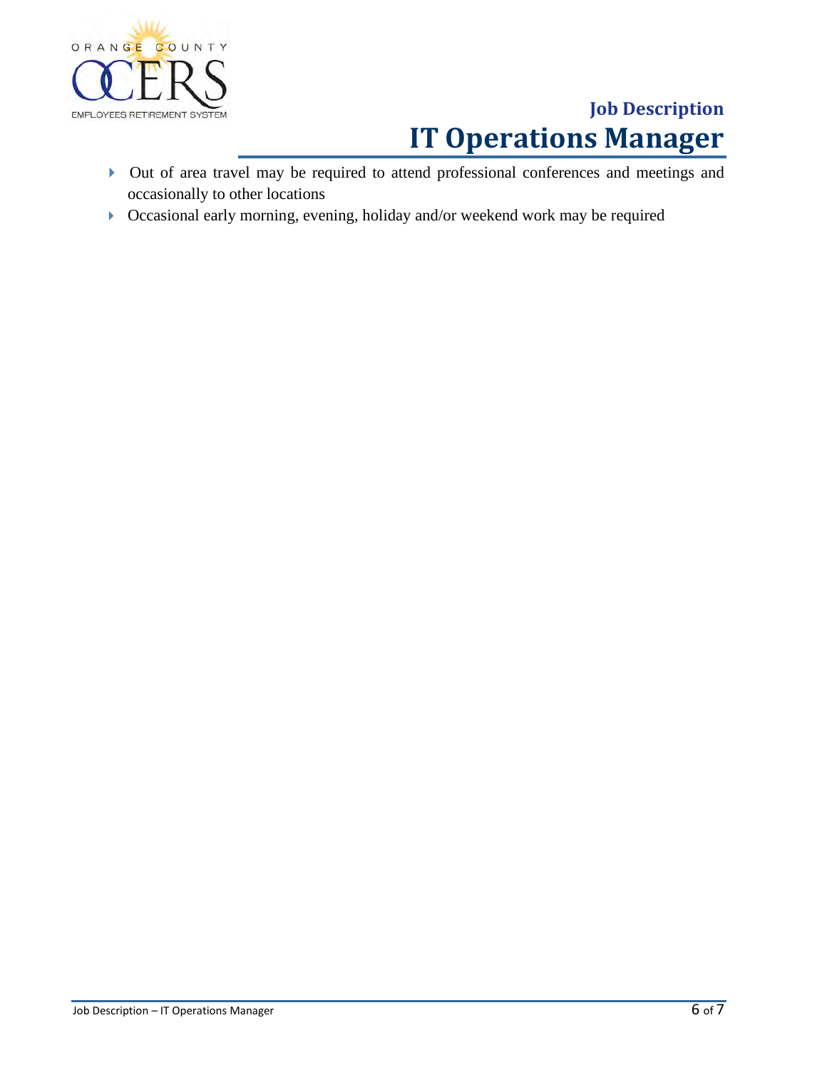- Out of area travel may be required to attend professional conferences and meetings and occasionally to other locations
- Occasional early morning, evening, holiday and/or weekend work may be required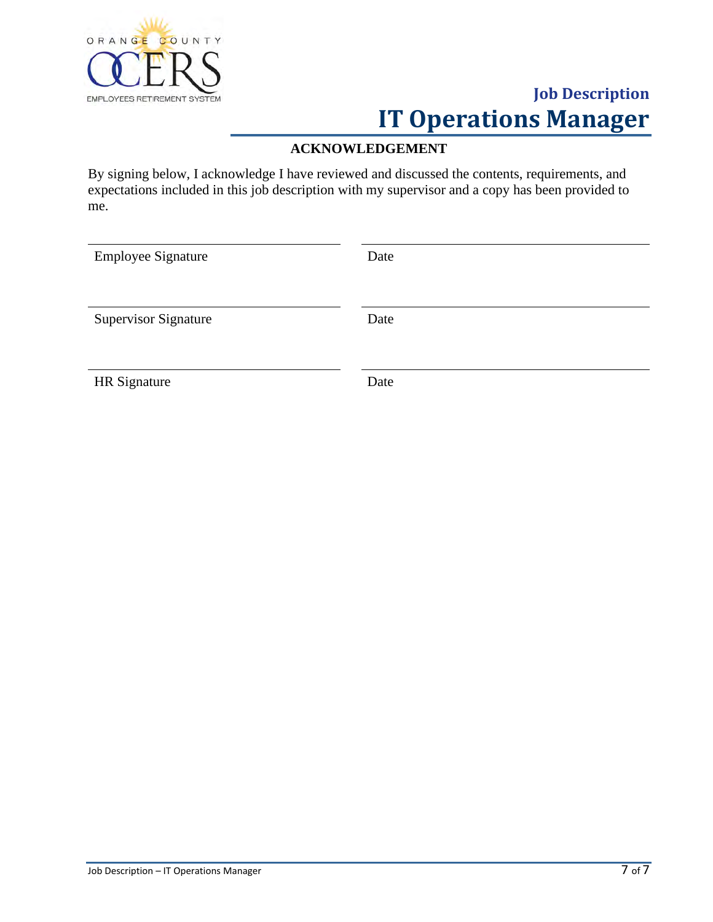## ACKNOWLEDGEMENT

By signing below, I acknowledge I have reviewed and discussed the contents, requirements, and expectations included in this job description with my supervisor and a copy has been provided to me.

| | |
|---|---|
| Employee Signature | Date |
| Supervisor Signature | Date |
| HR Signature | Date |